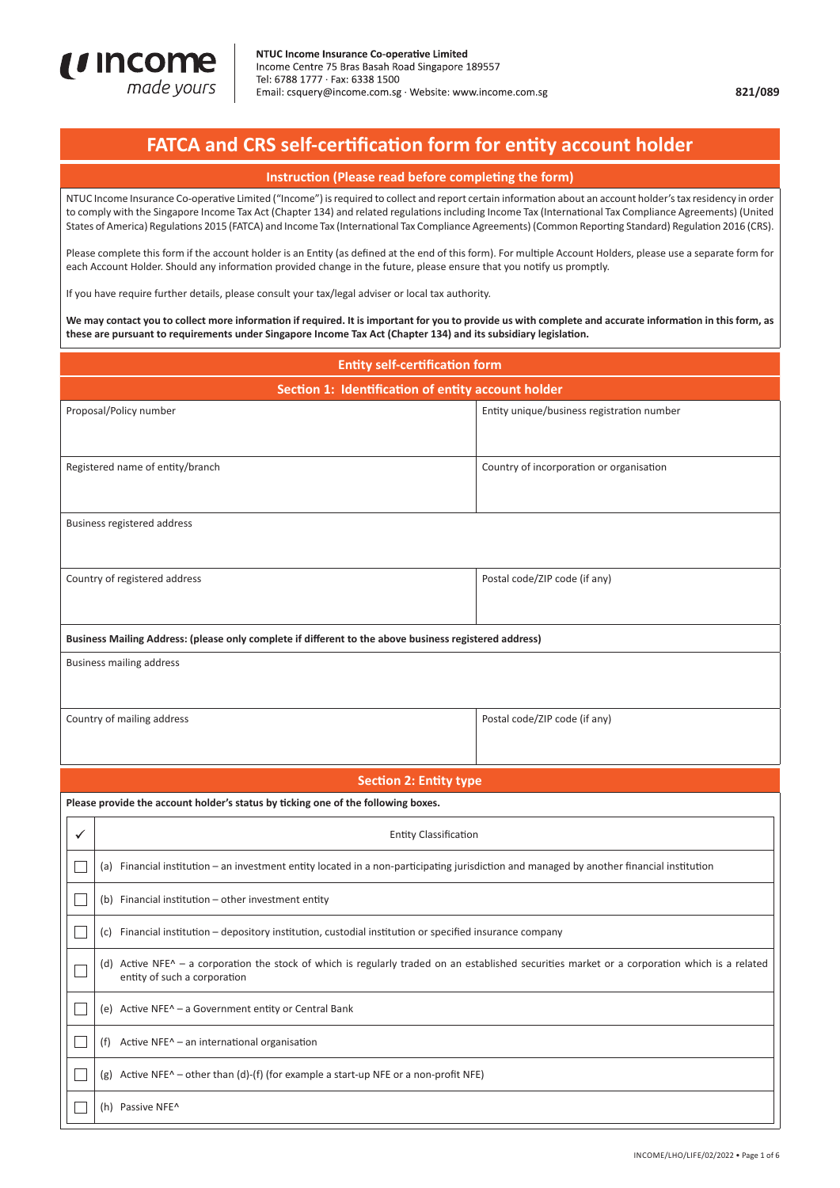NTUC Income Insurance Co-operative Limited
Income Centre 75 Bras Basah Road Singapore 189557
Tel: 6788 1777 · Fax: 6338 1500
Email: csquery@income.com.sg · Website: www.income.com.sg

821/089

# FATCA and CRS self-certification form for entity account holder

## Instruction (Please read before completing the form)

NTUC Income Insurance Co-operative Limited ("Income") is required to collect and report certain information about an account holder's tax residency in order to comply with the Singapore Income Tax Act (Chapter 134) and related regulations including Income Tax (International Tax Compliance Agreements) (United States of America) Regulations 2015 (FATCA) and Income Tax (International Tax Compliance Agreements) (Common Reporting Standard) Regulation 2016 (CRS).

Please complete this form if the account holder is an Entity (as defined at the end of this form). For multiple Account Holders, please use a separate form for each Account Holder. Should any information provided change in the future, please ensure that you notify us promptly.

If you have require further details, please consult your tax/legal adviser or local tax authority.

**We may contact you to collect more information if required. It is important for you to provide us with complete and accurate information in this form, as these are pursuant to requirements under Singapore Income Tax Act (Chapter 134) and its subsidiary legislation.**

## Entity self-certification form

### Section 1: Identification of entity account holder

| | |
|---|---|
| Proposal/Policy number | Entity unique/business registration number |
| Registered name of entity/branch | Country of incorporation or organisation |
| Business registered address | |
| Country of registered address | Postal code/ZIP code (if any) |

**Business Mailing Address: (please only complete if different to the above business registered address)**

| | |
|---|---|
| Business mailing address | |
| Country of mailing address | Postal code/ZIP code (if any) |

### Section 2: Entity type

**Please provide the account holder's status by ticking one of the following boxes.**

| ✓ | Entity Classification |
|---|---|
| ☐ | (a) Financial institution – an investment entity located in a non-participating jurisdiction and managed by another financial institution |
| ☐ | (b) Financial institution – other investment entity |
| ☐ | (c) Financial institution – depository institution, custodial institution or specified insurance company |
| ☐ | (d) Active NFE^ – a corporation the stock of which is regularly traded on an established securities market or a corporation which is a related entity of such a corporation |
| ☐ | (e) Active NFE^ – a Government entity or Central Bank |
| ☐ | (f) Active NFE^ – an international organisation |
| ☐ | (g) Active NFE^ – other than (d)-(f) (for example a start-up NFE or a non-profit NFE) |
| ☐ | (h) Passive NFE^ |

INCOME/LHO/LIFE/02/2022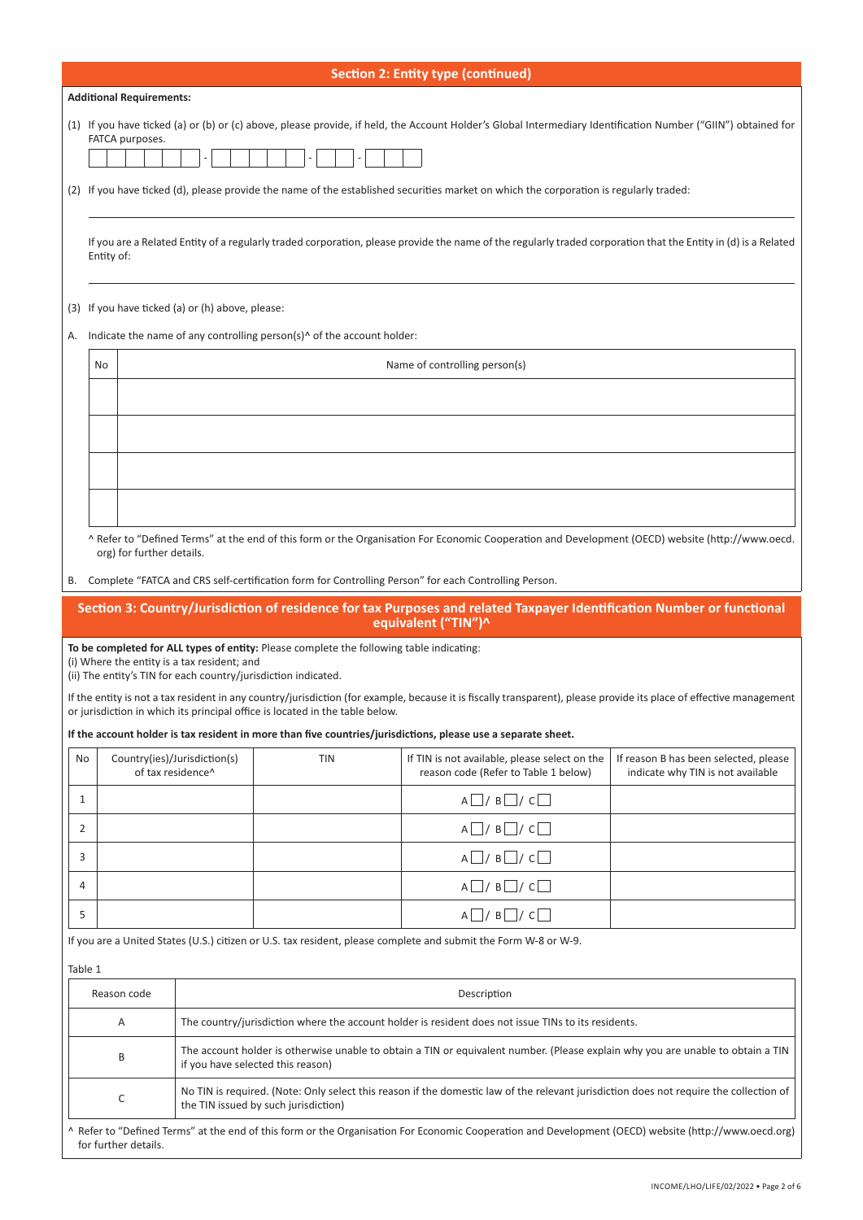## Section 2: Entity type (continued)

**Additional Requirements:**

(1) If you have ticked (a) or (b) or (c) above, please provide, if held, the Account Holder's Global Intermediary Identification Number ("GIIN") obtained for FATCA purposes.

☐☐☐☐☐☐ - ☐☐☐☐☐ - ☐☐ - ☐☐☐

(2) If you have ticked (d), please provide the name of the established securities market on which the corporation is regularly traded:

______________________________________________________________________

If you are a Related Entity of a regularly traded corporation, please provide the name of the regularly traded corporation that the Entity in (d) is a Related Entity of:

______________________________________________________________________

(3) If you have ticked (a) or (h) above, please:

A. Indicate the name of any controlling person(s)^ of the account holder:

| No | Name of controlling person(s) |
|---|---|
| | |
| | |
| | |
| | |

^ Refer to "Defined Terms" at the end of this form or the Organisation For Economic Cooperation and Development (OECD) website (http://www.oecd.org) for further details.

B. Complete "FATCA and CRS self-certification form for Controlling Person" for each Controlling Person.

## Section 3: Country/Jurisdiction of residence for tax Purposes and related Taxpayer Identification Number or functional equivalent ("TIN")^

**To be completed for ALL types of entity:** Please complete the following table indicating:
(i) Where the entity is a tax resident; and
(ii) The entity's TIN for each country/jurisdiction indicated.

If the entity is not a tax resident in any country/jurisdiction (for example, because it is fiscally transparent), please provide its place of effective management or jurisdiction in which its principal office is located in the table below.

**If the account holder is tax resident in more than five countries/jurisdictions, please use a separate sheet.**

| No | Country(ies)/Jurisdiction(s) of tax residence^ | TIN | If TIN is not available, please select on the reason code (Refer to Table 1 below) | If reason B has been selected, please indicate why TIN is not available |
|---|---|---|---|---|
| 1 | | | A ☐ / B ☐ / C ☐ | |
| 2 | | | A ☐ / B ☐ / C ☐ | |
| 3 | | | A ☐ / B ☐ / C ☐ | |
| 4 | | | A ☐ / B ☐ / C ☐ | |
| 5 | | | A ☐ / B ☐ / C ☐ | |

If you are a United States (U.S.) citizen or U.S. tax resident, please complete and submit the Form W-8 or W-9.

Table 1

| Reason code | Description |
|---|---|
| A | The country/jurisdiction where the account holder is resident does not issue TINs to its residents. |
| B | The account holder is otherwise unable to obtain a TIN or equivalent number. (Please explain why you are unable to obtain a TIN if you have selected this reason) |
| C | No TIN is required. (Note: Only select this reason if the domestic law of the relevant jurisdiction does not require the collection of the TIN issued by such jurisdiction) |

^ Refer to "Defined Terms" at the end of this form or the Organisation For Economic Cooperation and Development (OECD) website (http://www.oecd.org) for further details.

INCOME/LHO/LIFE/02/2022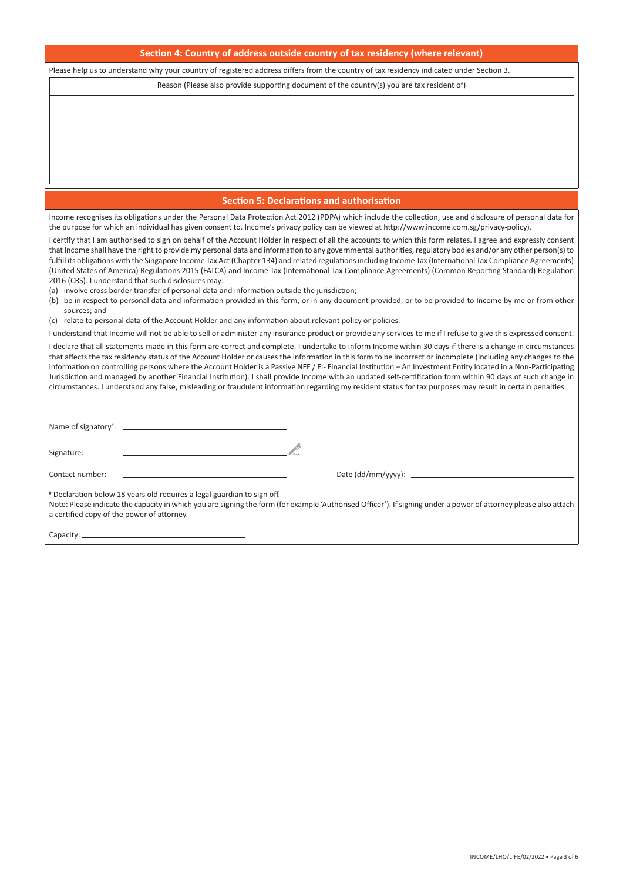## Section 4: Country of address outside country of tax residency (where relevant)

Please help us to understand why your country of registered address differs from the country of tax residency indicated under Section 3.

Reason (Please also provide supporting document of the country(s) you are tax resident of)

## Section 5: Declarations and authorisation

Income recognises its obligations under the Personal Data Protection Act 2012 (PDPA) which include the collection, use and disclosure of personal data for the purpose for which an individual has given consent to. Income's privacy policy can be viewed at http://www.income.com.sg/privacy-policy).

I certify that I am authorised to sign on behalf of the Account Holder in respect of all the accounts to which this form relates. I agree and expressly consent that Income shall have the right to provide my personal data and information to any governmental authorities, regulatory bodies and/or any other person(s) to fulfill its obligations with the Singapore Income Tax Act (Chapter 134) and related regulations including Income Tax (International Tax Compliance Agreements) (United States of America) Regulations 2015 (FATCA) and Income Tax (International Tax Compliance Agreements) (Common Reporting Standard) Regulation 2016 (CRS). I understand that such disclosures may:

(a) involve cross border transfer of personal data and information outside the jurisdiction;

(b) be in respect to personal data and information provided in this form, or in any document provided, or to be provided to Income by me or from other sources; and

(c) relate to personal data of the Account Holder and any information about relevant policy or policies.

I understand that Income will not be able to sell or administer any insurance product or provide any services to me if I refuse to give this expressed consent.

I declare that all statements made in this form are correct and complete. I undertake to inform Income within 30 days if there is a change in circumstances that affects the tax residency status of the Account Holder or causes the information in this form to be incorrect or incomplete (including any changes to the information on controlling persons where the Account Holder is a Passive NFE / FI- Financial Institution – An Investment Entity located in a Non-Participating Jurisdiction and managed by another Financial Institution). I shall provide Income with an updated self-certification form within 90 days of such change in circumstances. I understand any false, misleading or fraudulent information regarding my resident status for tax purposes may result in certain penalties.

Name of signatory#: ______________________

Signature: ______________________

Contact number: ______________________ Date (dd/mm/yyyy): ______________________

# Declaration below 18 years old requires a legal guardian to sign off.

Note: Please indicate the capacity in which you are signing the form (for example 'Authorised Officer'). If signing under a power of attorney please also attach a certified copy of the power of attorney.

Capacity: ______________________

INCOME/LHO/LIFE/02/2022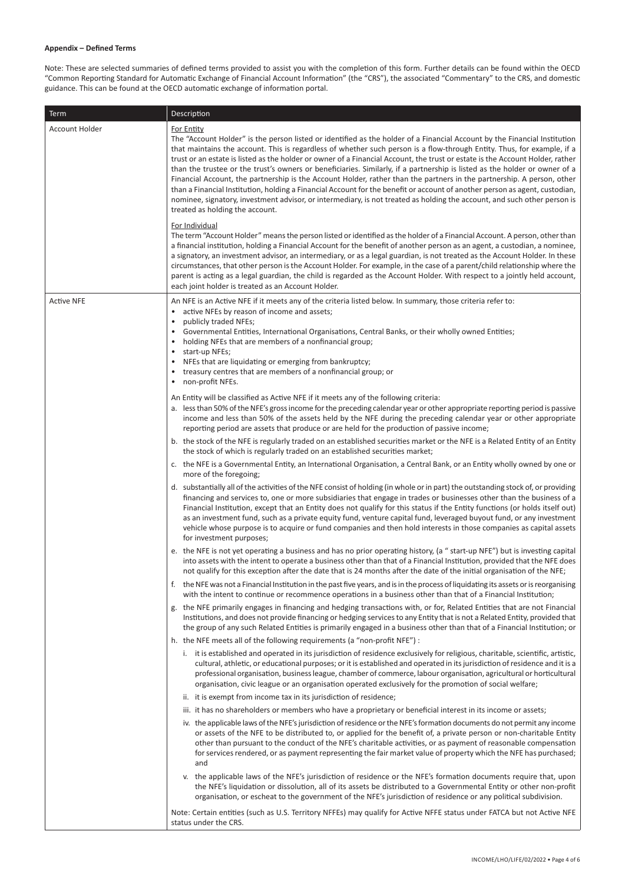**Appendix – Defined Terms**

Note: These are selected summaries of defined terms provided to assist you with the completion of this form. Further details can be found within the OECD "Common Reporting Standard for Automatic Exchange of Financial Account Information" (the "CRS"), the associated "Commentary" to the CRS, and domestic guidance. This can be found at the OECD automatic exchange of information portal.

| Term | Description |
|---|---|
| Account Holder | <u>For Entity</u><br>The "Account Holder" is the person listed or identified as the holder of a Financial Account by the Financial Institution that maintains the account. This is regardless of whether such person is a flow-through Entity. Thus, for example, if a trust or an estate is listed as the holder or owner of a Financial Account, the trust or estate is the Account Holder, rather than the trustee or the trust's owners or beneficiaries. Similarly, if a partnership is listed as the holder or owner of a Financial Account, the partnership is the Account Holder, rather than the partners in the partnership. A person, other than a Financial Institution, holding a Financial Account for the benefit or account of another person as agent, custodian, nominee, signatory, investment advisor, or intermediary, is not treated as holding the account, and such other person is treated as holding the account.<br><br><u>For Individual</u><br>The term "Account Holder" means the person listed or identified as the holder of a Financial Account. A person, other than a financial institution, holding a Financial Account for the benefit of another person as an agent, a custodian, a nominee, a signatory, an investment advisor, an intermediary, or as a legal guardian, is not treated as the Account Holder. In these circumstances, that other person is the Account Holder. For example, in the case of a parent/child relationship where the parent is acting as a legal guardian, the child is regarded as the Account Holder. With respect to a jointly held account, each joint holder is treated as an Account Holder. |
| Active NFE | An NFE is an Active NFE if it meets any of the criteria listed below. In summary, those criteria refer to:<br>• active NFEs by reason of income and assets;<br>• publicly traded NFEs;<br>• Governmental Entities, International Organisations, Central Banks, or their wholly owned Entities;<br>• holding NFEs that are members of a nonfinancial group;<br>• start-up NFEs;<br>• NFEs that are liquidating or emerging from bankruptcy;<br>• treasury centres that are members of a nonfinancial group; or<br>• non-profit NFEs.<br><br>An Entity will be classified as Active NFE if it meets any of the following criteria:<br>a. less than 50% of the NFE's gross income for the preceding calendar year or other appropriate reporting period is passive income and less than 50% of the assets held by the NFE during the preceding calendar year or other appropriate reporting period are assets that produce or are held for the production of passive income;<br>b. the stock of the NFE is regularly traded on an established securities market or the NFE is a Related Entity of an Entity the stock of which is regularly traded on an established securities market;<br>c. the NFE is a Governmental Entity, an International Organisation, a Central Bank, or an Entity wholly owned by one or more of the foregoing;<br>d. substantially all of the activities of the NFE consist of holding (in whole or in part) the outstanding stock of, or providing financing and services to, one or more subsidiaries that engage in trades or businesses other than the business of a Financial Institution, except that an Entity does not qualify for this status if the Entity functions (or holds itself out) as an investment fund, such as a private equity fund, venture capital fund, leveraged buyout fund, or any investment vehicle whose purpose is to acquire or fund companies and then hold interests in those companies as capital assets for investment purposes;<br>e. the NFE is not yet operating a business and has no prior operating history, (a " start-up NFE") but is investing capital into assets with the intent to operate a business other than that of a Financial Institution, provided that the NFE does not qualify for this exception after the date that is 24 months after the date of the initial organisation of the NFE;<br>f. the NFE was not a Financial Institution in the past five years, and is in the process of liquidating its assets or is reorganising with the intent to continue or recommence operations in a business other than that of a Financial Institution;<br>g. the NFE primarily engages in financing and hedging transactions with, or for, Related Entities that are not Financial Institutions, and does not provide financing or hedging services to any Entity that is not a Related Entity, provided that the group of any such Related Entities is primarily engaged in a business other than that of a Financial Institution; or<br>h. the NFE meets all of the following requirements (a "non-profit NFE") :<br>i. it is established and operated in its jurisdiction of residence exclusively for religious, charitable, scientific, artistic, cultural, athletic, or educational purposes; or it is established and operated in its jurisdiction of residence and it is a professional organisation, business league, chamber of commerce, labour organisation, agricultural or horticultural organisation, civic league or an organisation operated exclusively for the promotion of social welfare;<br>ii. it is exempt from income tax in its jurisdiction of residence;<br>iii. it has no shareholders or members who have a proprietary or beneficial interest in its income or assets;<br>iv. the applicable laws of the NFE's jurisdiction of residence or the NFE's formation documents do not permit any income or assets of the NFE to be distributed to, or applied for the benefit of, a private person or non-charitable Entity other than pursuant to the conduct of the NFE's charitable activities, or as payment of reasonable compensation for services rendered, or as payment representing the fair market value of property which the NFE has purchased; and<br>v. the applicable laws of the NFE's jurisdiction of residence or the NFE's formation documents require that, upon the NFE's liquidation or dissolution, all of its assets be distributed to a Governmental Entity or other non-profit organisation, or escheat to the government of the NFE's jurisdiction of residence or any political subdivision.<br><br>Note: Certain entities (such as U.S. Territory NFFEs) may qualify for Active NFFE status under FATCA but not Active NFE status under the CRS. |

INCOME/LHO/LIFE/02/2022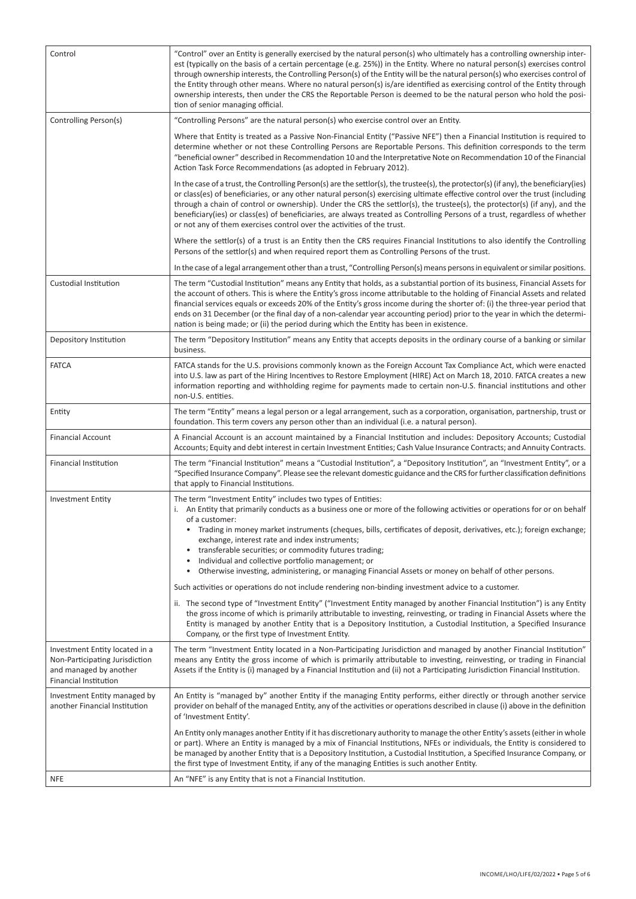| | |
|---|---|
| Control | "Control" over an Entity is generally exercised by the natural person(s) who ultimately has a controlling ownership interest (typically on the basis of a certain percentage (e.g. 25%)) in the Entity. Where no natural person(s) exercises control through ownership interests, the Controlling Person(s) of the Entity will be the natural person(s) who exercises control of the Entity through other means. Where no natural person(s) is/are identified as exercising control of the Entity through ownership interests, then under the CRS the Reportable Person is deemed to be the natural person who hold the position of senior managing official. |
| Controlling Person(s) | "Controlling Persons" are the natural person(s) who exercise control over an Entity.<br><br>Where that Entity is treated as a Passive Non-Financial Entity ("Passive NFE") then a Financial Institution is required to determine whether or not these Controlling Persons are Reportable Persons. This definition corresponds to the term "beneficial owner" described in Recommendation 10 and the Interpretative Note on Recommendation 10 of the Financial Action Task Force Recommendations (as adopted in February 2012).<br><br>In the case of a trust, the Controlling Person(s) are the settlor(s), the trustee(s), the protector(s) (if any), the beneficiary(ies) or class(es) of beneficiaries, or any other natural person(s) exercising ultimate effective control over the trust (including through a chain of control or ownership). Under the CRS the settlor(s), the trustee(s), the protector(s) (if any), and the beneficiary(ies) or class(es) of beneficiaries, are always treated as Controlling Persons of a trust, regardless of whether or not any of them exercises control over the activities of the trust.<br><br>Where the settlor(s) of a trust is an Entity then the CRS requires Financial Institutions to also identify the Controlling Persons of the settlor(s) and when required report them as Controlling Persons of the trust.<br><br>In the case of a legal arrangement other than a trust, "Controlling Person(s) means persons in equivalent or similar positions. |
| Custodial Institution | The term "Custodial Institution" means any Entity that holds, as a substantial portion of its business, Financial Assets for the account of others. This is where the Entity's gross income attributable to the holding of Financial Assets and related financial services equals or exceeds 20% of the Entity's gross income during the shorter of: (i) the three-year period that ends on 31 December (or the final day of a non-calendar year accounting period) prior to the year in which the determination is being made; or (ii) the period during which the Entity has been in existence. |
| Depository Institution | The term "Depository Institution" means any Entity that accepts deposits in the ordinary course of a banking or similar business. |
| FATCA | FATCA stands for the U.S. provisions commonly known as the Foreign Account Tax Compliance Act, which were enacted into U.S. law as part of the Hiring Incentives to Restore Employment (HIRE) Act on March 18, 2010. FATCA creates a new information reporting and withholding regime for payments made to certain non-U.S. financial institutions and other non-U.S. entities. |
| Entity | The term "Entity" means a legal person or a legal arrangement, such as a corporation, organisation, partnership, trust or foundation. This term covers any person other than an individual (i.e. a natural person). |
| Financial Account | A Financial Account is an account maintained by a Financial Institution and includes: Depository Accounts; Custodial Accounts; Equity and debt interest in certain Investment Entities; Cash Value Insurance Contracts; and Annuity Contracts. |
| Financial Institution | The term "Financial Institution" means a "Custodial Institution", a "Depository Institution", an "Investment Entity", or a "Specified Insurance Company". Please see the relevant domestic guidance and the CRS for further classification definitions that apply to Financial Institutions. |
| Investment Entity | The term "Investment Entity" includes two types of Entities:<br>i. An Entity that primarily conducts as a business one or more of the following activities or operations for or on behalf of a customer:<br>• Trading in money market instruments (cheques, bills, certificates of deposit, derivatives, etc.); foreign exchange; exchange, interest rate and index instruments;<br>• transferable securities; or commodity futures trading;<br>• Individual and collective portfolio management; or<br>• Otherwise investing, administering, or managing Financial Assets or money on behalf of other persons.<br><br>Such activities or operations do not include rendering non-binding investment advice to a customer.<br><br>ii. The second type of "Investment Entity" ("Investment Entity managed by another Financial Institution") is any Entity the gross income of which is primarily attributable to investing, reinvesting, or trading in Financial Assets where the Entity is managed by another Entity that is a Depository Institution, a Custodial Institution, a Specified Insurance Company, or the first type of Investment Entity. |
| Investment Entity located in a Non-Participating Jurisdiction and managed by another Financial Institution | The term "Investment Entity located in a Non-Participating Jurisdiction and managed by another Financial Institution" means any Entity the gross income of which is primarily attributable to investing, reinvesting, or trading in Financial Assets if the Entity is (i) managed by a Financial Institution and (ii) not a Participating Jurisdiction Financial Institution. |
| Investment Entity managed by another Financial Institution | An Entity is "managed by" another Entity if the managing Entity performs, either directly or through another service provider on behalf of the managed Entity, any of the activities or operations described in clause (i) above in the definition of 'Investment Entity'.<br><br>An Entity only manages another Entity if it has discretionary authority to manage the other Entity's assets (either in whole or part). Where an Entity is managed by a mix of Financial Institutions, NFEs or individuals, the Entity is considered to be managed by another Entity that is a Depository Institution, a Custodial Institution, a Specified Insurance Company, or the first type of Investment Entity, if any of the managing Entities is such another Entity. |
| NFE | An "NFE" is any Entity that is not a Financial Institution. |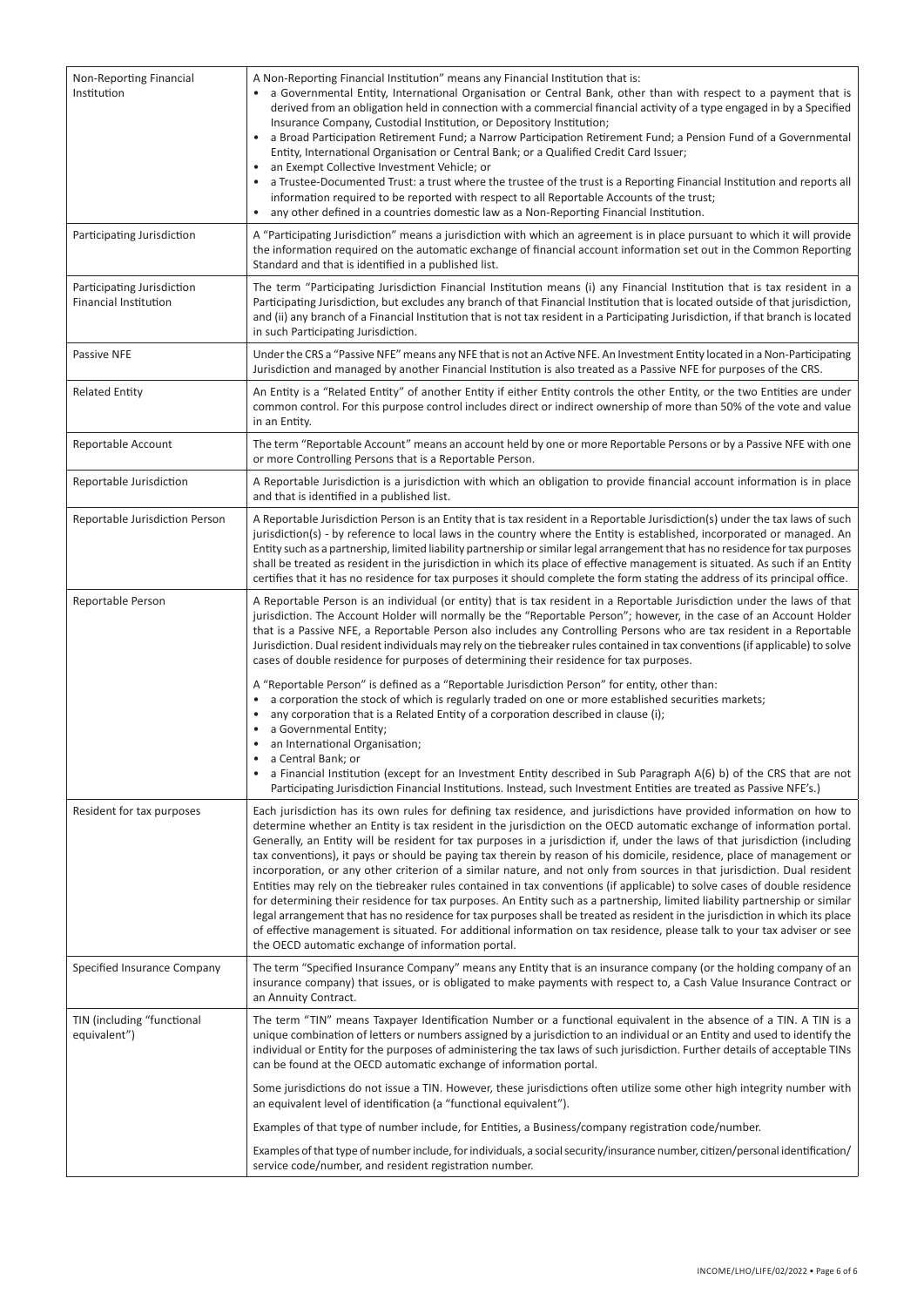| | |
|---|---|
| Non-Reporting Financial Institution | A Non-Reporting Financial Institution" means any Financial Institution that is:<br>• a Governmental Entity, International Organisation or Central Bank, other than with respect to a payment that is derived from an obligation held in connection with a commercial financial activity of a type engaged in by a Specified Insurance Company, Custodial Institution, or Depository Institution;<br>• a Broad Participation Retirement Fund; a Narrow Participation Retirement Fund; a Pension Fund of a Governmental Entity, International Organisation or Central Bank; or a Qualified Credit Card Issuer;<br>• an Exempt Collective Investment Vehicle; or<br>• a Trustee-Documented Trust: a trust where the trustee of the trust is a Reporting Financial Institution and reports all information required to be reported with respect to all Reportable Accounts of the trust;<br>• any other defined in a countries domestic law as a Non-Reporting Financial Institution. |
| Participating Jurisdiction | A "Participating Jurisdiction" means a jurisdiction with which an agreement is in place pursuant to which it will provide the information required on the automatic exchange of financial account information set out in the Common Reporting Standard and that is identified in a published list. |
| Participating Jurisdiction Financial Institution | The term "Participating Jurisdiction Financial Institution means (i) any Financial Institution that is tax resident in a Participating Jurisdiction, but excludes any branch of that Financial Institution that is located outside of that jurisdiction, and (ii) any branch of a Financial Institution that is not tax resident in a Participating Jurisdiction, if that branch is located in such Participating Jurisdiction. |
| Passive NFE | Under the CRS a "Passive NFE" means any NFE that is not an Active NFE. An Investment Entity located in a Non-Participating Jurisdiction and managed by another Financial Institution is also treated as a Passive NFE for purposes of the CRS. |
| Related Entity | An Entity is a "Related Entity" of another Entity if either Entity controls the other Entity, or the two Entities are under common control. For this purpose control includes direct or indirect ownership of more than 50% of the vote and value in an Entity. |
| Reportable Account | The term "Reportable Account" means an account held by one or more Reportable Persons or by a Passive NFE with one or more Controlling Persons that is a Reportable Person. |
| Reportable Jurisdiction | A Reportable Jurisdiction is a jurisdiction with which an obligation to provide financial account information is in place and that is identified in a published list. |
| Reportable Jurisdiction Person | A Reportable Jurisdiction Person is an Entity that is tax resident in a Reportable Jurisdiction(s) under the tax laws of such jurisdiction(s) - by reference to local laws in the country where the Entity is established, incorporated or managed. An Entity such as a partnership, limited liability partnership or similar legal arrangement that has no residence for tax purposes shall be treated as resident in the jurisdiction in which its place of effective management is situated. As such if an Entity certifies that it has no residence for tax purposes it should complete the form stating the address of its principal office. |
| Reportable Person | A Reportable Person is an individual (or entity) that is tax resident in a Reportable Jurisdiction under the laws of that jurisdiction. The Account Holder will normally be the "Reportable Person"; however, in the case of an Account Holder that is a Passive NFE, a Reportable Person also includes any Controlling Persons who are tax resident in a Reportable Jurisdiction. Dual resident individuals may rely on the tiebreaker rules contained in tax conventions (if applicable) to solve cases of double residence for purposes of determining their residence for tax purposes.<br><br>A "Reportable Person" is defined as a "Reportable Jurisdiction Person" for entity, other than:<br>• a corporation the stock of which is regularly traded on one or more established securities markets;<br>• any corporation that is a Related Entity of a corporation described in clause (i);<br>• a Governmental Entity;<br>• an International Organisation;<br>• a Central Bank; or<br>• a Financial Institution (except for an Investment Entity described in Sub Paragraph A(6) b) of the CRS that are not Participating Jurisdiction Financial Institutions. Instead, such Investment Entities are treated as Passive NFE's.) |
| Resident for tax purposes | Each jurisdiction has its own rules for defining tax residence, and jurisdictions have provided information on how to determine whether an Entity is tax resident in the jurisdiction on the OECD automatic exchange of information portal. Generally, an Entity will be resident for tax purposes in a jurisdiction if, under the laws of that jurisdiction (including tax conventions), it pays or should be paying tax therein by reason of his domicile, residence, place of management or incorporation, or any other criterion of a similar nature, and not only from sources in that jurisdiction. Dual resident Entities may rely on the tiebreaker rules contained in tax conventions (if applicable) to solve cases of double residence for determining their residence for tax purposes. An Entity such as a partnership, limited liability partnership or similar legal arrangement that has no residence for tax purposes shall be treated as resident in the jurisdiction in which its place of effective management is situated. For additional information on tax residence, please talk to your tax adviser or see the OECD automatic exchange of information portal. |
| Specified Insurance Company | The term "Specified Insurance Company" means any Entity that is an insurance company (or the holding company of an insurance company) that issues, or is obligated to make payments with respect to, a Cash Value Insurance Contract or an Annuity Contract. |
| TIN (including "functional equivalent") | The term "TIN" means Taxpayer Identification Number or a functional equivalent in the absence of a TIN. A TIN is a unique combination of letters or numbers assigned by a jurisdiction to an individual or an Entity and used to identify the individual or Entity for the purposes of administering the tax laws of such jurisdiction. Further details of acceptable TINs can be found at the OECD automatic exchange of information portal.<br><br>Some jurisdictions do not issue a TIN. However, these jurisdictions often utilize some other high integrity number with an equivalent level of identification (a "functional equivalent").<br><br>Examples of that type of number include, for Entities, a Business/company registration code/number.<br><br>Examples of that type of number include, for individuals, a social security/insurance number, citizen/personal identification/service code/number, and resident registration number. |

INCOME/LHO/LIFE/02/2022